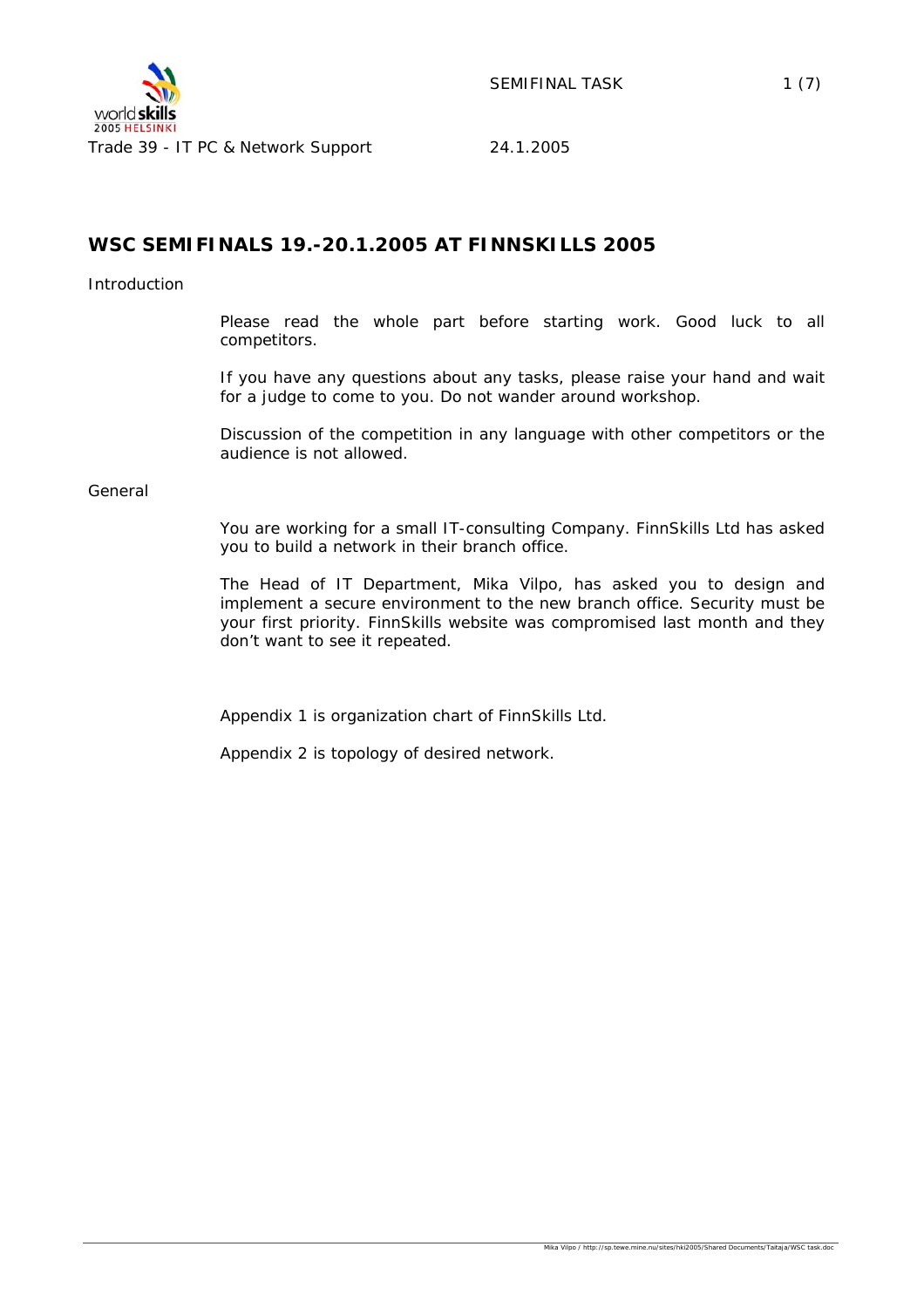# WSC SEMIFINALS 19.-20.1.2005 AT FINNSKILLS 2005

Introduction

Please read the whole part before starting work. Good luck to all competitors.

If you have any questions about any tasks, please raise your hand and wait for a judge to come to you. Do not wander around workshop.

Discussion of the competition in any language with other competitors or the audience is not allowed.

General

You are working for a small IT-consulting Company. FinnSkills Ltd has asked you to build a network in their branch office.

The Head of IT Department, Mika Vilpo, has asked you to design and implement a secure environment to the new branch office. Security must be your first priority. FinnSkills website was compromised last month and they don't want to see it repeated.

Appendix 1 is organization chart of FinnSkills Ltd.

Appendix 2 is topology of desired network.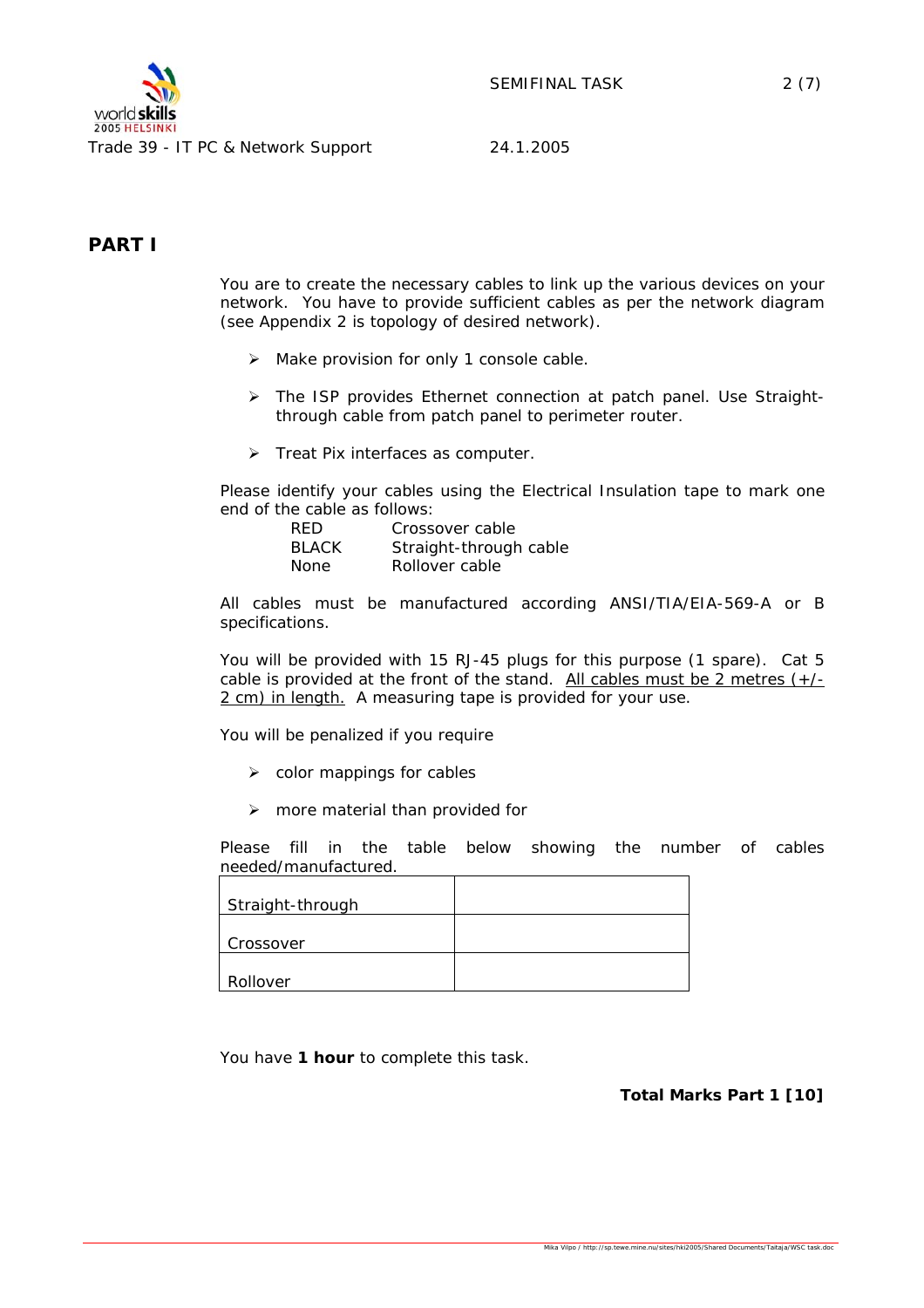# PART I

You are to create the necessary cables to link up the various devices on your network. You have to provide sufficient cables as per the network diagram (see Appendix 2 is topology of desired network).

- Make provision for only 1 console cable.
- The ISP provides Ethernet connection at patch panel. Use Straight-through cable from patch panel to perimeter router.
- Treat Pix interfaces as computer.

Please identify your cables using the Electrical Insulation tape to mark one end of the cable as follows:

| | |
|---|---|
| RED | Crossover cable |
| BLACK | Straight-through cable |
| None | Rollover cable |

All cables must be manufactured according ANSI/TIA/EIA-569-A or B specifications.

You will be provided with 15 RJ-45 plugs for this purpose (1 spare). Cat 5 cable is provided at the front of the stand. <u>All cables must be 2 metres (+/- 2 cm) in length.</u> A measuring tape is provided for your use.

You will be penalized if you require

- color mappings for cables
- more material than provided for

Please fill in the table below showing the number of cables needed/manufactured.

| | |
|---|---|
| Straight-through | |
| Crossover | |
| Rollover | |

You have **1 hour** to complete this task.

**Total Marks Part 1 [10]**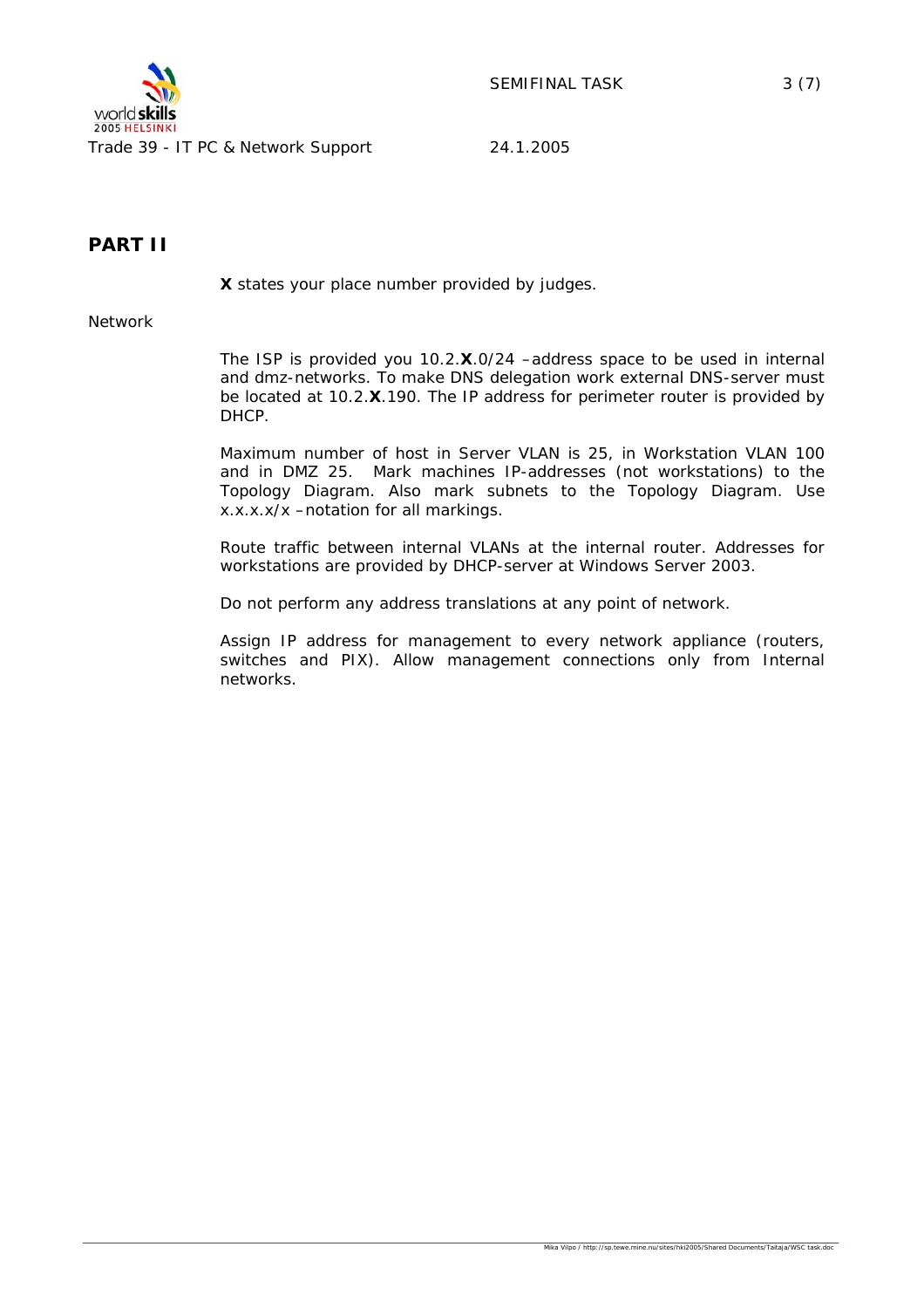# PART II

**X** states your place number provided by judges.

Network

The ISP is provided you 10.2.**X**.0/24 –address space to be used in internal and dmz-networks. To make DNS delegation work external DNS-server must be located at 10.2.**X**.190. The IP address for perimeter router is provided by DHCP.

Maximum number of host in Server VLAN is 25, in Workstation VLAN 100 and in DMZ 25. Mark machines IP-addresses (not workstations) to the Topology Diagram. Also mark subnets to the Topology Diagram. Use x.x.x.x/x –notation for all markings.

Route traffic between internal VLANs at the internal router. Addresses for workstations are provided by DHCP-server at Windows Server 2003.

Do not perform any address translations at any point of network.

Assign IP address for management to every network appliance (routers, switches and PIX). Allow management connections only from Internal networks.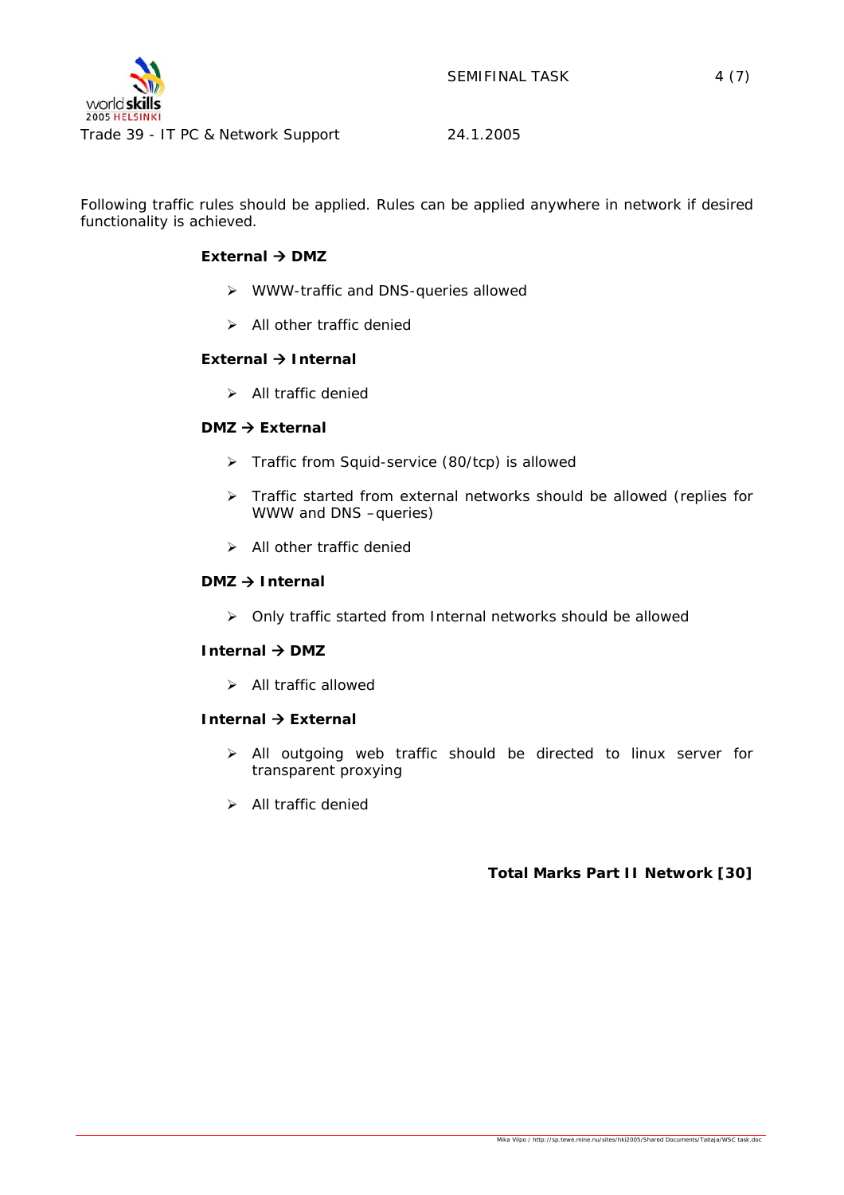Following traffic rules should be applied. Rules can be applied anywhere in network if desired functionality is achieved.

**External → DMZ**

- WWW-traffic and DNS-queries allowed
- All other traffic denied

**External → Internal**

- All traffic denied

**DMZ → External**

- Traffic from Squid-service (80/tcp) is allowed
- Traffic started from external networks should be allowed (replies for WWW and DNS –queries)
- All other traffic denied

**DMZ → Internal**

- Only traffic started from Internal networks should be allowed

**Internal → DMZ**

- All traffic allowed

**Internal → External**

- All outgoing web traffic should be directed to linux server for transparent proxying
- All traffic denied

**Total Marks Part II Network [30]**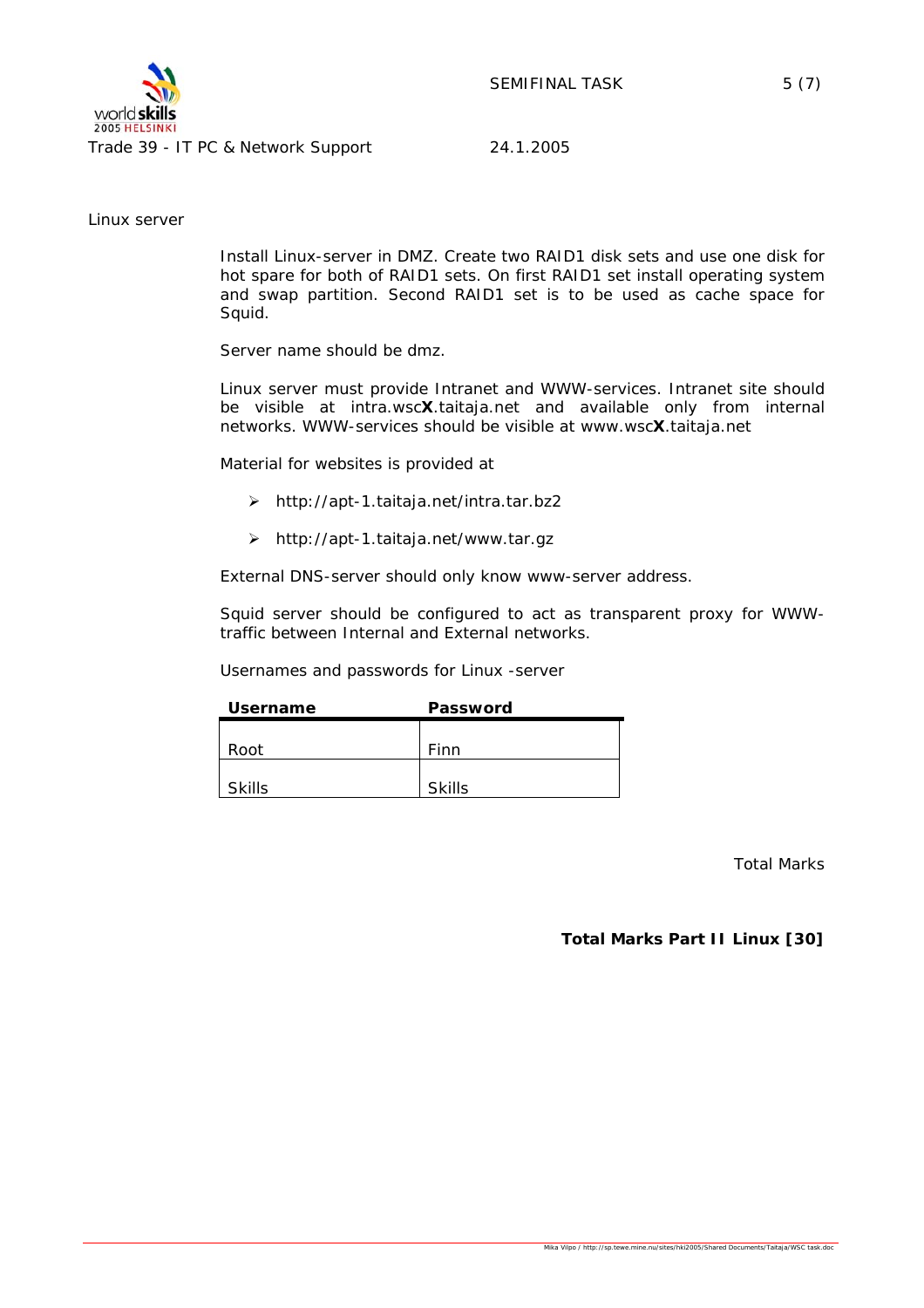## Linux server

Install Linux-server in DMZ. Create two RAID1 disk sets and use one disk for hot spare for both of RAID1 sets. On first RAID1 set install operating system and swap partition. Second RAID1 set is to be used as cache space for Squid.

Server name should be dmz.

Linux server must provide Intranet and WWW-services. Intranet site should be visible at intra.wsc**X**.taitaja.net and available only from internal networks. WWW-services should be visible at www.wsc**X**.taitaja.net

Material for websites is provided at

- http://apt-1.taitaja.net/intra.tar.bz2
- http://apt-1.taitaja.net/www.tar.gz

External DNS-server should only know www-server address.

Squid server should be configured to act as transparent proxy for WWW-traffic between Internal and External networks.

Usernames and passwords for Linux -server

| **Username** | **Password** |
|---|---|
| Root | Finn |
| Skills | Skills |

Total Marks

**Total Marks Part II Linux [30]**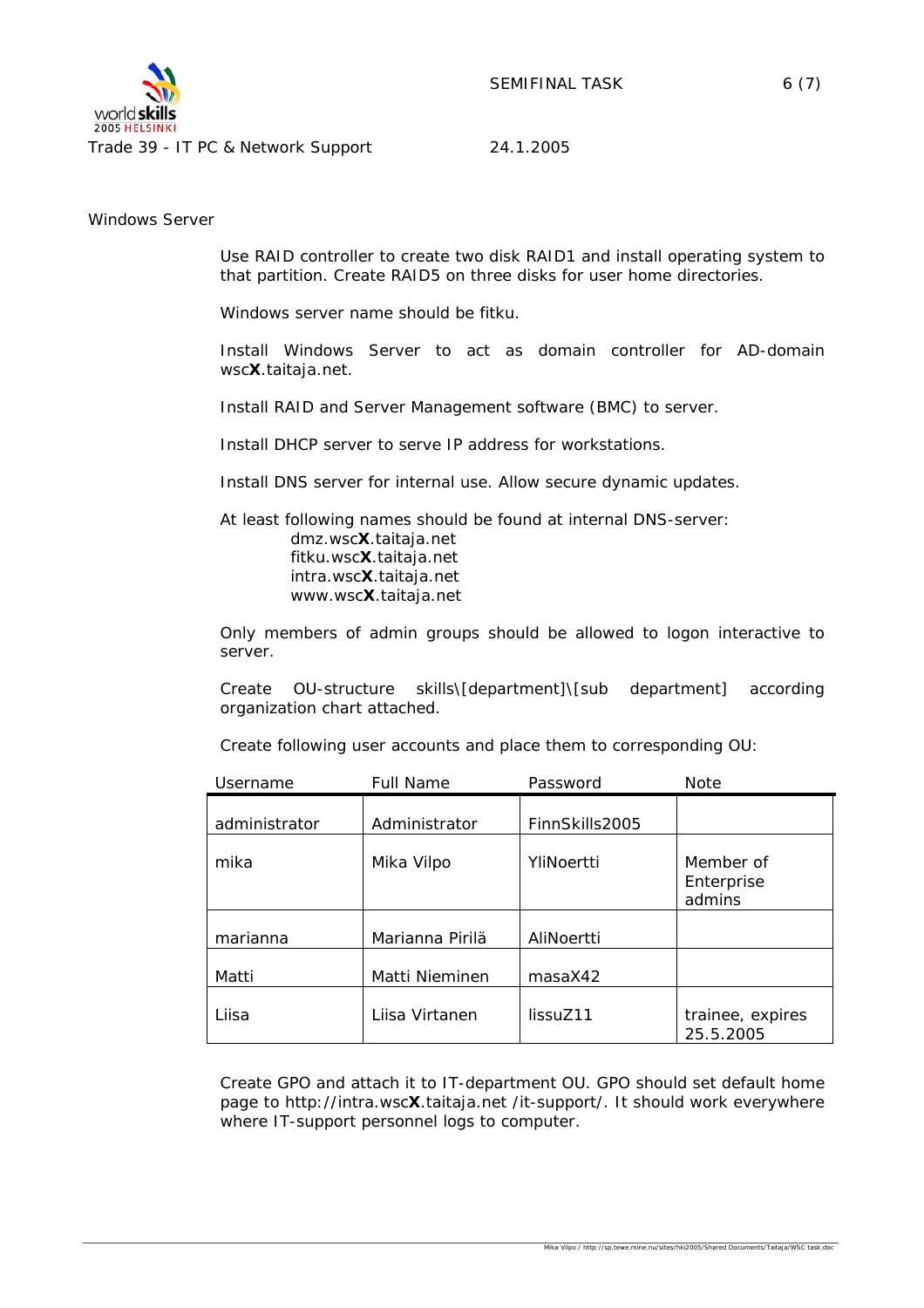## Windows Server

Use RAID controller to create two disk RAID1 and install operating system to that partition. Create RAID5 on three disks for user home directories.

Windows server name should be fitku.

Install Windows Server to act as domain controller for AD-domain wsc**X**.taitaja.net.

Install RAID and Server Management software (BMC) to server.

Install DHCP server to serve IP address for workstations.

Install DNS server for internal use. Allow secure dynamic updates.

At least following names should be found at internal DNS-server:

- dmz.wsc**X**.taitaja.net
- fitku.wsc**X**.taitaja.net
- intra.wsc**X**.taitaja.net
- www.wsc**X**.taitaja.net

Only members of admin groups should be allowed to logon interactive to server.

Create OU-structure skills\[department]\[sub department] according organization chart attached.

Create following user accounts and place them to corresponding OU:

| Username | Full Name | Password | Note |
|---|---|---|---|
| administrator | Administrator | FinnSkills2005 | |
| mika | Mika Vilpo | YliNoertti | Member of Enterprise admins |
| marianna | Marianna Pirilä | AliNoertti | |
| Matti | Matti Nieminen | masaX42 | |
| Liisa | Liisa Virtanen | lissuZ11 | trainee, expires 25.5.2005 |

Create GPO and attach it to IT-department OU. GPO should set default home page to http://intra.wsc**X**.taitaja.net /it-support/. It should work everywhere where IT-support personnel logs to computer.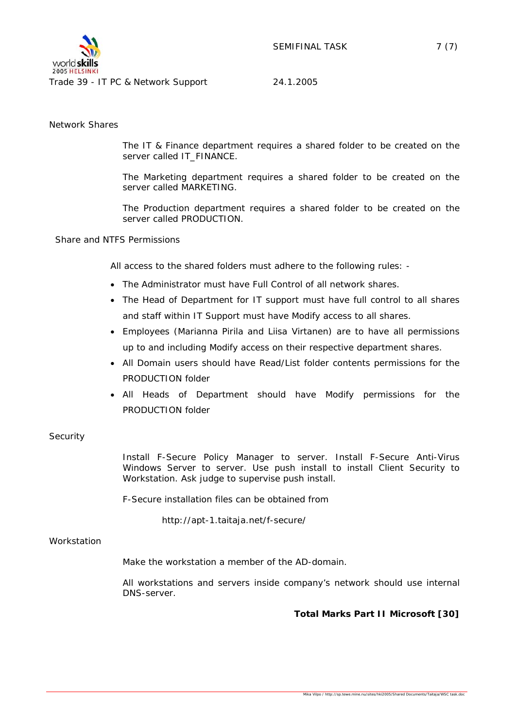## Network Shares

The IT & Finance department requires a shared folder to be created on the server called IT_FINANCE.

The Marketing department requires a shared folder to be created on the server called MARKETING.

The Production department requires a shared folder to be created on the server called PRODUCTION.

## Share and NTFS Permissions

All access to the shared folders must adhere to the following rules: -

- The Administrator must have Full Control of all network shares.
- The Head of Department for IT support must have full control to all shares and staff within IT Support must have Modify access to all shares.
- Employees (Marianna Pirila and Liisa Virtanen) are to have all permissions up to and including Modify access on their respective department shares.
- All Domain users should have Read/List folder contents permissions for the PRODUCTION folder
- All Heads of Department should have Modify permissions for the PRODUCTION folder

## Security

Install F-Secure Policy Manager to server. Install F-Secure Anti-Virus Windows Server to server. Use push install to install Client Security to Workstation. Ask judge to supervise push install.

F-Secure installation files can be obtained from

http://apt-1.taitaja.net/f-secure/

## Workstation

Make the workstation a member of the AD-domain.

All workstations and servers inside company's network should use internal DNS-server.

**Total Marks Part II Microsoft [30]**